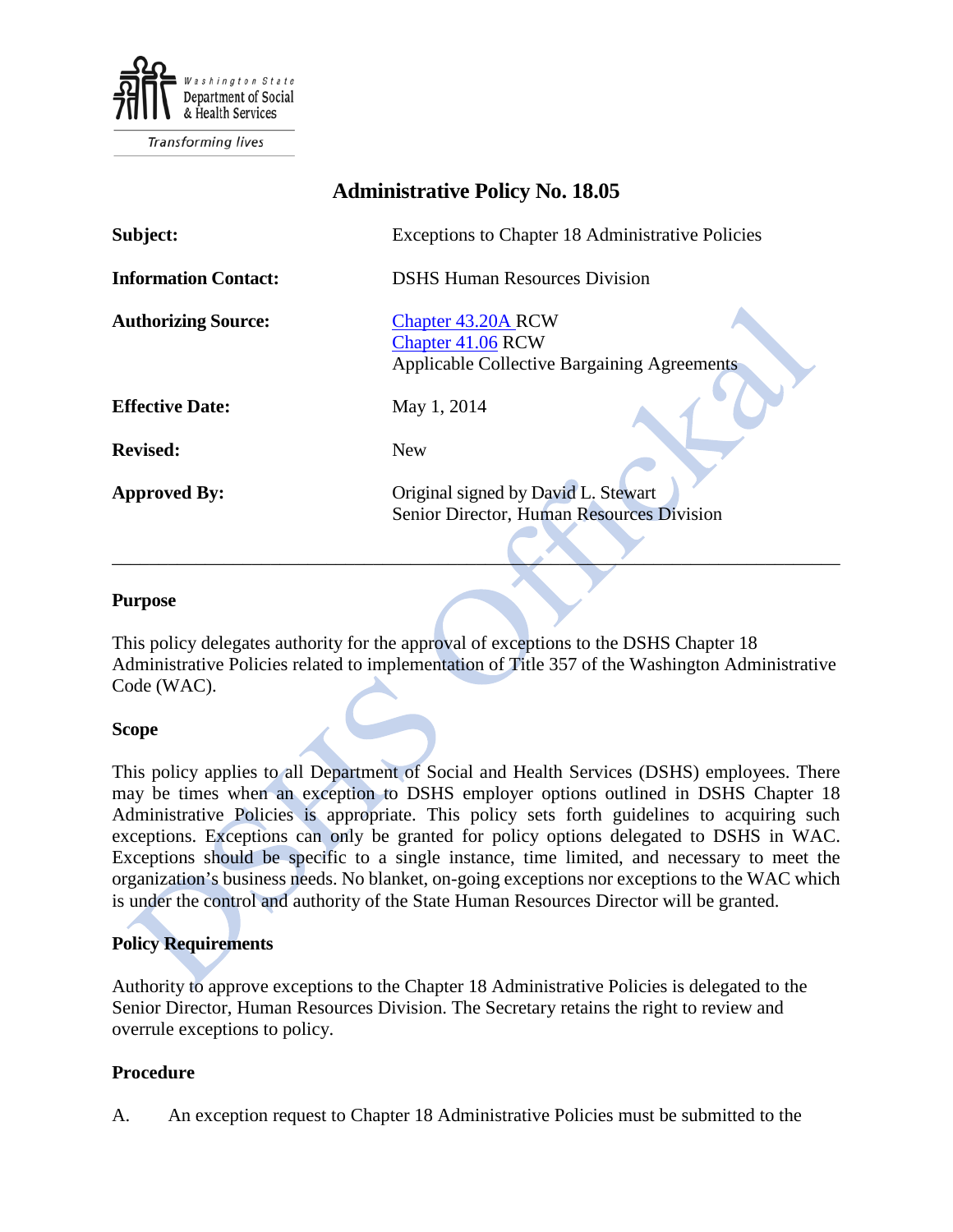Washington State Department of Social & Health Services

Transforming lives

# Administrative Policy No. 18.05

| | |
|---|---|
| **Subject:** | Exceptions to Chapter 18 Administrative Policies |
| **Information Contact:** | DSHS Human Resources Division |
| **Authorizing Source:** | Chapter 43.20A RCW<br>Chapter 41.06 RCW<br>Applicable Collective Bargaining Agreements |
| **Effective Date:** | May 1, 2014 |
| **Revised:** | New |
| **Approved By:** | Original signed by David L. Stewart<br>Senior Director, Human Resources Division |

---

## Purpose

This policy delegates authority for the approval of exceptions to the DSHS Chapter 18 Administrative Policies related to implementation of Title 357 of the Washington Administrative Code (WAC).

## Scope

This policy applies to all Department of Social and Health Services (DSHS) employees. There may be times when an exception to DSHS employer options outlined in DSHS Chapter 18 Administrative Policies is appropriate. This policy sets forth guidelines to acquiring such exceptions. Exceptions can only be granted for policy options delegated to DSHS in WAC. Exceptions should be specific to a single instance, time limited, and necessary to meet the organization's business needs. No blanket, on-going exceptions nor exceptions to the WAC which is under the control and authority of the State Human Resources Director will be granted.

## Policy Requirements

Authority to approve exceptions to the Chapter 18 Administrative Policies is delegated to the Senior Director, Human Resources Division. The Secretary retains the right to review and overrule exceptions to policy.

## Procedure

A. An exception request to Chapter 18 Administrative Policies must be submitted to the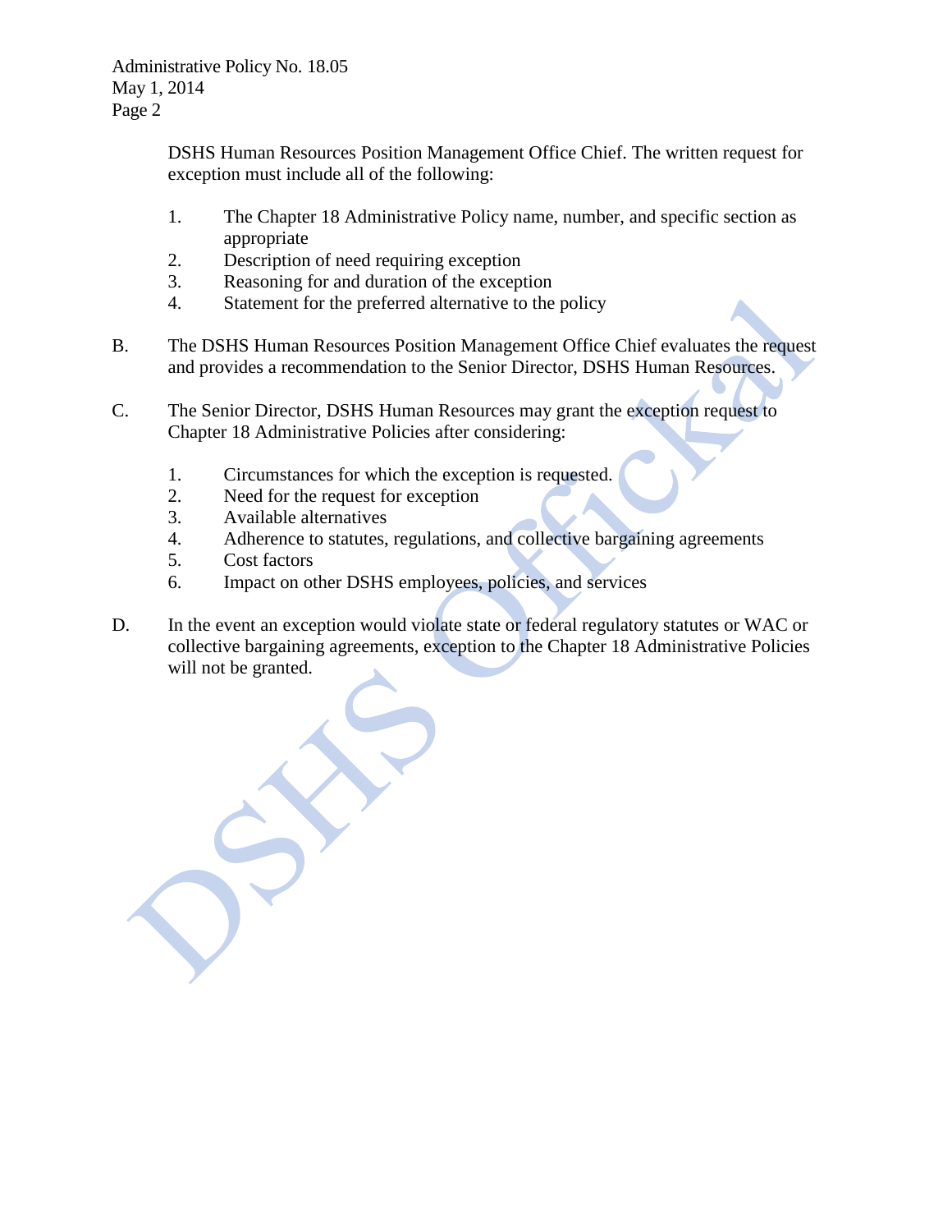DSHS Human Resources Position Management Office Chief. The written request for exception must include all of the following:

1. The Chapter 18 Administrative Policy name, number, and specific section as appropriate
2. Description of need requiring exception
3. Reasoning for and duration of the exception
4. Statement for the preferred alternative to the policy

B. The DSHS Human Resources Position Management Office Chief evaluates the request and provides a recommendation to the Senior Director, DSHS Human Resources.

C. The Senior Director, DSHS Human Resources may grant the exception request to Chapter 18 Administrative Policies after considering:

1. Circumstances for which the exception is requested.
2. Need for the request for exception
3. Available alternatives
4. Adherence to statutes, regulations, and collective bargaining agreements
5. Cost factors
6. Impact on other DSHS employees, policies, and services

D. In the event an exception would violate state or federal regulatory statutes or WAC or collective bargaining agreements, exception to the Chapter 18 Administrative Policies will not be granted.